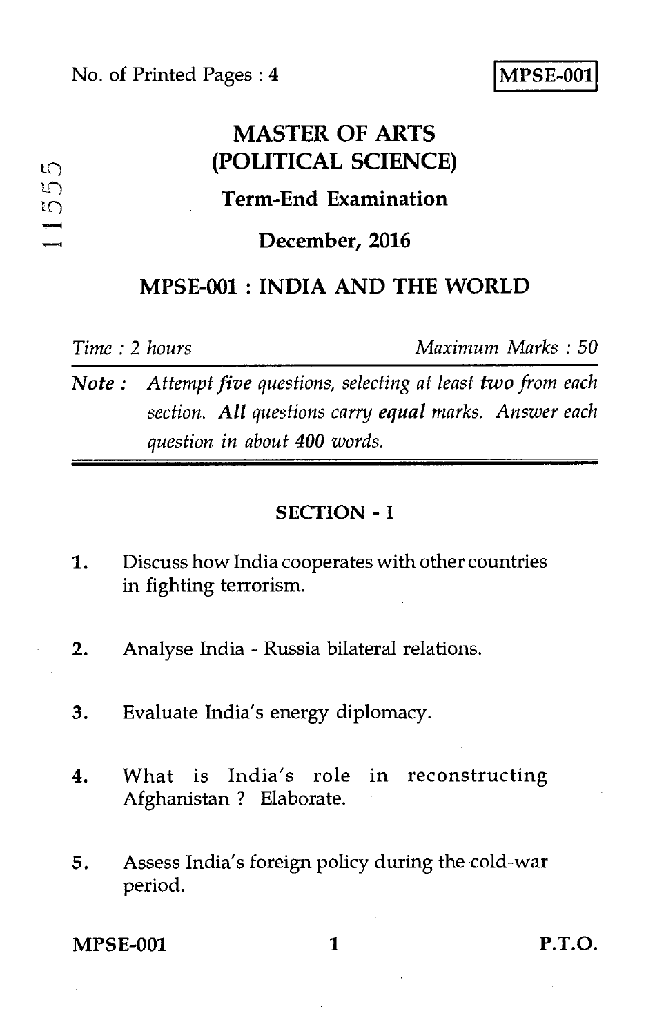No. of Printed Pages : 4

**MPSE-001**

11555

# MASTER OF ARTS (POLITICAL SCIENCE)

## Term-End Examination

## December, 2016

## MPSE-001 : INDIA AND THE WORLD

*Time : 2 hours* *Maximum Marks : 50*

*Note : Attempt **five** questions, selecting at least **two** from each section. **All** questions carry **equal** marks. Answer each question in about **400** words.*

### SECTION - I

1. Discuss how India cooperates with other countries in fighting terrorism.

2. Analyse India - Russia bilateral relations.

3. Evaluate India's energy diplomacy.

4. What is India's role in reconstructing Afghanistan ? Elaborate.

5. Assess India's foreign policy during the cold-war period.

P.T.O.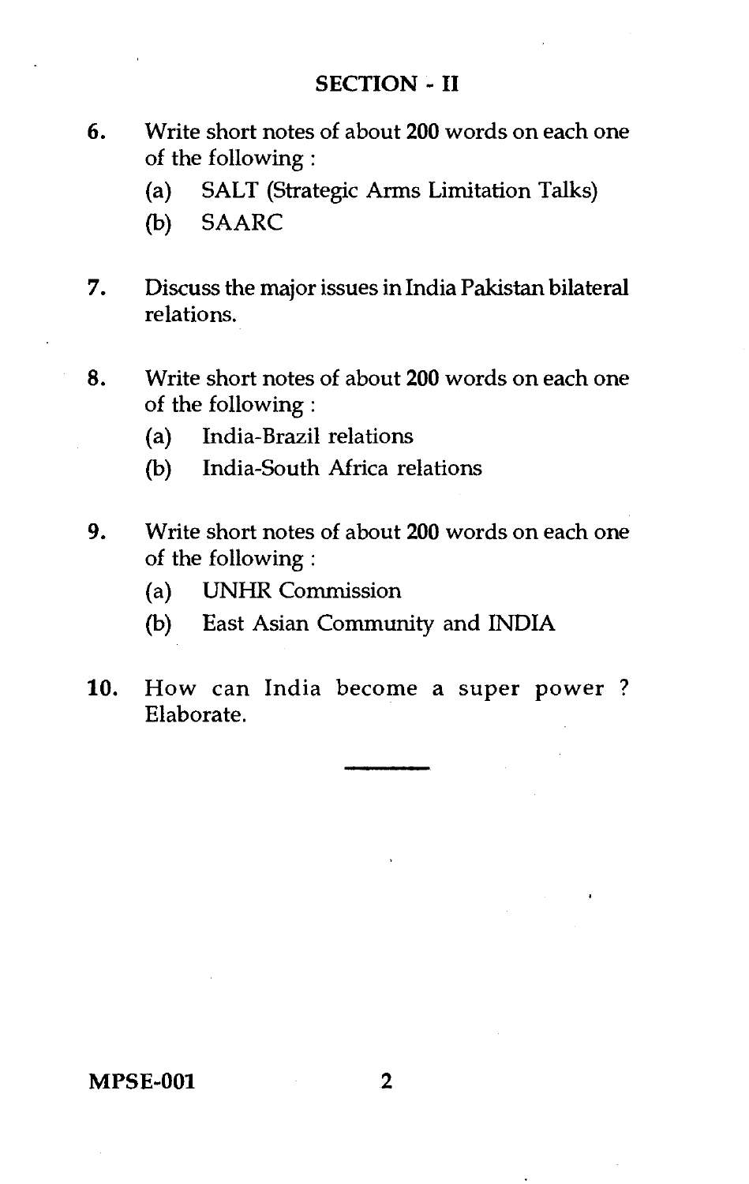## SECTION - II

6. Write short notes of about **200** words on each one of the following :

   (a) SALT (Strategic Arms Limitation Talks)

   (b) SAARC

7. Discuss the major issues in India Pakistan bilateral relations.

8. Write short notes of about **200** words on each one of the following :

   (a) India-Brazil relations

   (b) India-South Africa relations

9. Write short notes of about **200** words on each one of the following :

   (a) UNHR Commission

   (b) East Asian Community and INDIA

10. How can India become a super power ? Elaborate.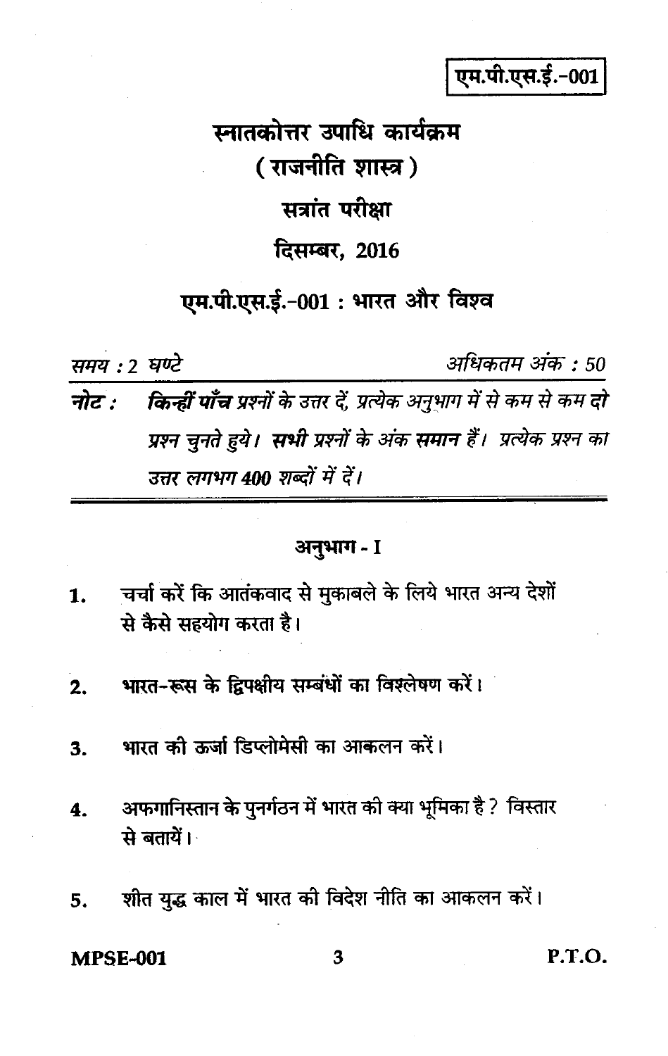एम.पी.एस.ई.-001

# स्नातकोत्तर उपाधि कार्यक्रम
## ( राजनीति शास्त्र )
## सत्रांत परीक्षा
## दिसम्बर, 2016

## एम.पी.एस.ई.-001 : भारत और विश्व

*समय : 2 घण्टे* *अधिकतम अंक : 50*

***नोट :*** ***किन्हीं पाँच*** *प्रश्नों के उत्तर दें, प्रत्येक अनुभाग में से कम से कम* ***दो*** *प्रश्न चुनते हुये।* ***सभी*** *प्रश्नों के अंक* ***समान*** *हैं। प्रत्येक प्रश्न का उत्तर लगभग* ***400*** *शब्दों में दें।*

### अनुभाग - I

1. चर्चा करें कि आतंकवाद से मुकाबले के लिये भारत अन्य देशों से कैसे सहयोग करता है।

2. भारत-रूस के द्विपक्षीय सम्बंधों का विश्लेषण करें।

3. भारत की ऊर्जा डिप्लोमेसी का आकलन करें।

4. अफगानिस्तान के पुनर्गठन में भारत की क्या भूमिका है ? विस्तार से बतायें।

5. शीत युद्ध काल में भारत की विदेश नीति का आकलन करें।

P.T.O.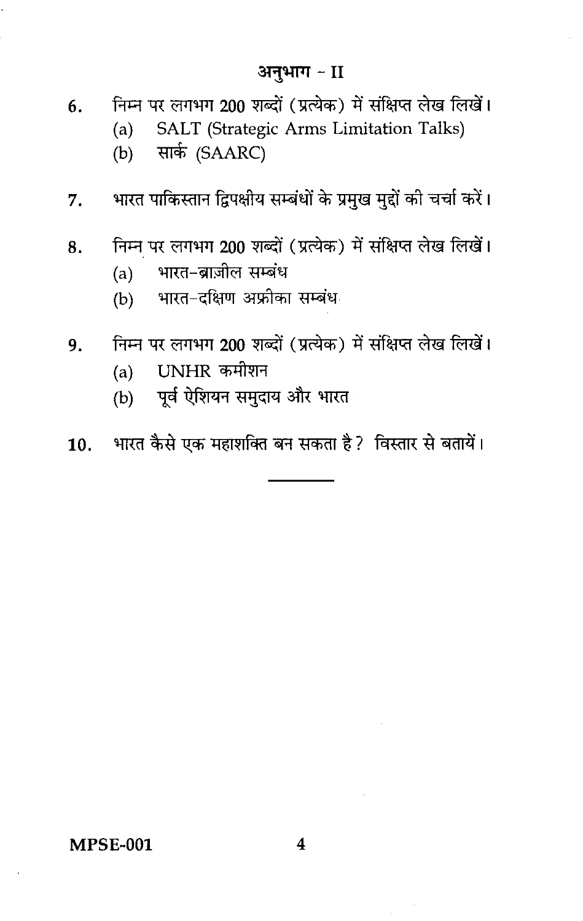## अनुभाग - II

6. निम्न पर लगभग 200 शब्दों (प्रत्येक) में संक्षिप्त लेख लिखें।
   (a) SALT (Strategic Arms Limitation Talks)
   (b) सार्क (SAARC)

7. भारत पाकिस्तान द्विपक्षीय सम्बंधों के प्रमुख मुद्दों की चर्चा करें।

8. निम्न पर लगभग 200 शब्दों (प्रत्येक) में संक्षिप्त लेख लिखें।
   (a) भारत–ब्राज़ील सम्बंध
   (b) भारत–दक्षिण अफ्रीका सम्बंध

9. निम्न पर लगभग 200 शब्दों (प्रत्येक) में संक्षिप्त लेख लिखें।
   (a) UNHR कमीशन
   (b) पूर्व ऐशियन समुदाय और भारत

10. भारत कैसे एक महाशक्ति बन सकता है? विस्तार से बतायें।